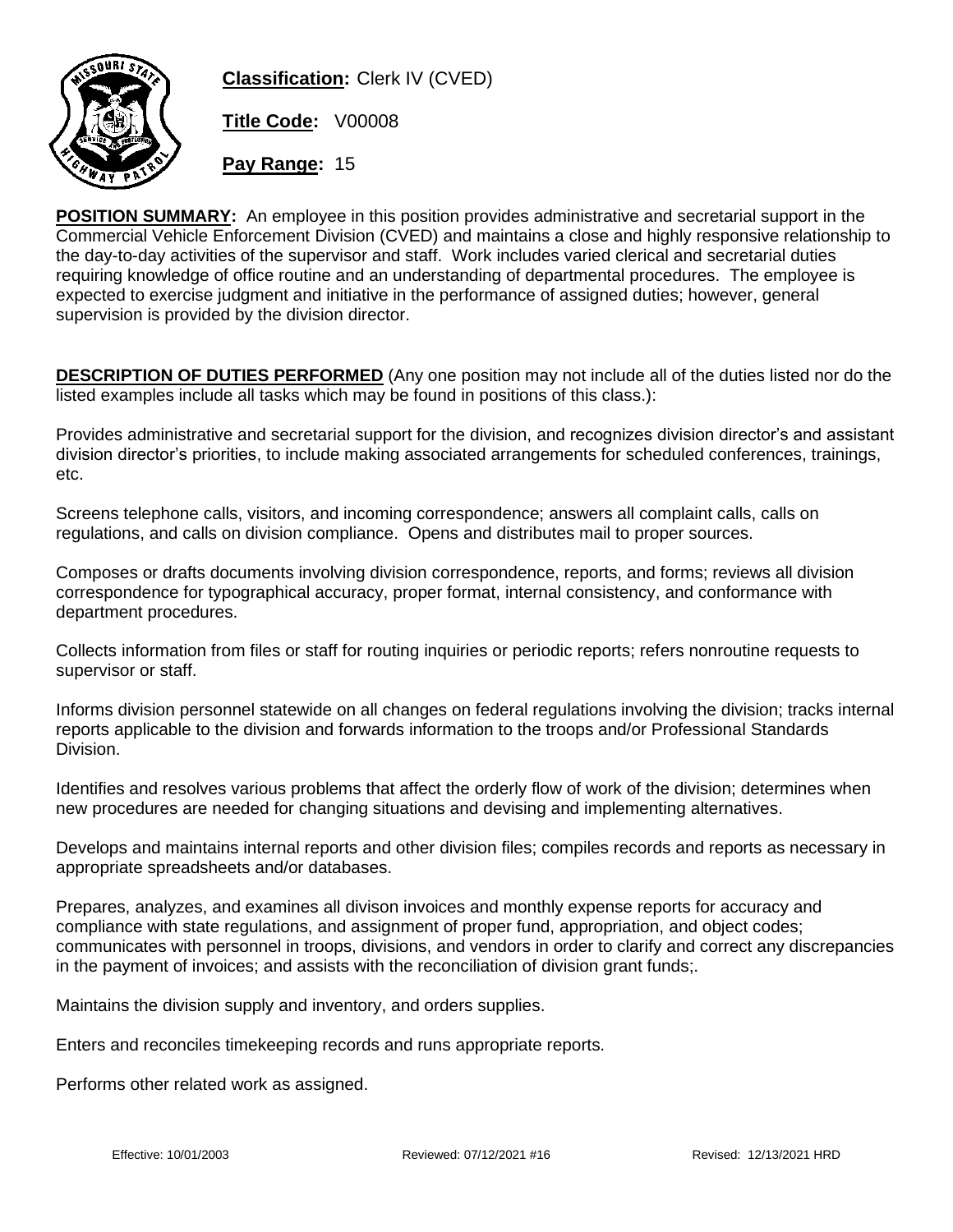**Classification:** Clerk IV (CVED)

**Title Code:** V00008

**Pay Range:** 15

**POSITION SUMMARY:** An employee in this position provides administrative and secretarial support in the Commercial Vehicle Enforcement Division (CVED) and maintains a close and highly responsive relationship to the day-to-day activities of the supervisor and staff. Work includes varied clerical and secretarial duties requiring knowledge of office routine and an understanding of departmental procedures. The employee is expected to exercise judgment and initiative in the performance of assigned duties; however, general supervision is provided by the division director.

**DESCRIPTION OF DUTIES PERFORMED** (Any one position may not include all of the duties listed nor do the listed examples include all tasks which may be found in positions of this class.):

Provides administrative and secretarial support for the division, and recognizes division director's and assistant division director's priorities, to include making associated arrangements for scheduled conferences, trainings, etc.

Screens telephone calls, visitors, and incoming correspondence; answers all complaint calls, calls on regulations, and calls on division compliance. Opens and distributes mail to proper sources.

Composes or drafts documents involving division correspondence, reports, and forms; reviews all division correspondence for typographical accuracy, proper format, internal consistency, and conformance with department procedures.

Collects information from files or staff for routing inquiries or periodic reports; refers nonroutine requests to supervisor or staff.

Informs division personnel statewide on all changes on federal regulations involving the division; tracks internal reports applicable to the division and forwards information to the troops and/or Professional Standards Division.

Identifies and resolves various problems that affect the orderly flow of work of the division; determines when new procedures are needed for changing situations and devising and implementing alternatives.

Develops and maintains internal reports and other division files; compiles records and reports as necessary in appropriate spreadsheets and/or databases.

Prepares, analyzes, and examines all divison invoices and monthly expense reports for accuracy and compliance with state regulations, and assignment of proper fund, appropriation, and object codes; communicates with personnel in troops, divisions, and vendors in order to clarify and correct any discrepancies in the payment of invoices; and assists with the reconciliation of division grant funds;.

Maintains the division supply and inventory, and orders supplies.

Enters and reconciles timekeeping records and runs appropriate reports.

Performs other related work as assigned.

Effective: 10/01/2003 Reviewed: 07/12/2021 #16 Revised: 12/13/2021 HRD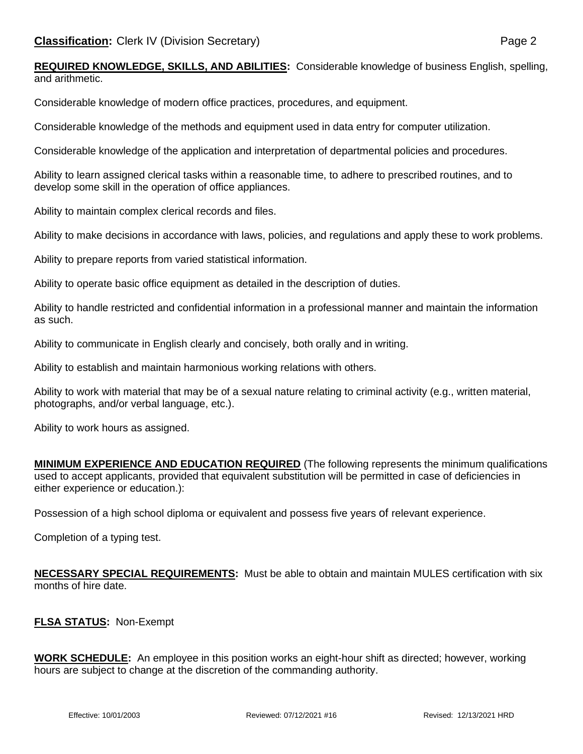**REQUIRED KNOWLEDGE, SKILLS, AND ABILITIES:** Considerable knowledge of business English, spelling, and arithmetic.

Considerable knowledge of modern office practices, procedures, and equipment.

Considerable knowledge of the methods and equipment used in data entry for computer utilization.

Considerable knowledge of the application and interpretation of departmental policies and procedures.

Ability to learn assigned clerical tasks within a reasonable time, to adhere to prescribed routines, and to develop some skill in the operation of office appliances.

Ability to maintain complex clerical records and files.

Ability to make decisions in accordance with laws, policies, and regulations and apply these to work problems.

Ability to prepare reports from varied statistical information.

Ability to operate basic office equipment as detailed in the description of duties.

Ability to handle restricted and confidential information in a professional manner and maintain the information as such.

Ability to communicate in English clearly and concisely, both orally and in writing.

Ability to establish and maintain harmonious working relations with others.

Ability to work with material that may be of a sexual nature relating to criminal activity (e.g., written material, photographs, and/or verbal language, etc.).

Ability to work hours as assigned.

**MINIMUM EXPERIENCE AND EDUCATION REQUIRED** (The following represents the minimum qualifications used to accept applicants, provided that equivalent substitution will be permitted in case of deficiencies in either experience or education.):

Possession of a high school diploma or equivalent and possess five years of relevant experience.

Completion of a typing test.

**NECESSARY SPECIAL REQUIREMENTS:** Must be able to obtain and maintain MULES certification with six months of hire date.

**FLSA STATUS:** Non-Exempt

**WORK SCHEDULE:** An employee in this position works an eight-hour shift as directed; however, working hours are subject to change at the discretion of the commanding authority.

Effective: 10/01/2003 Reviewed: 07/12/2021 #16 Revised: 12/13/2021 HRD